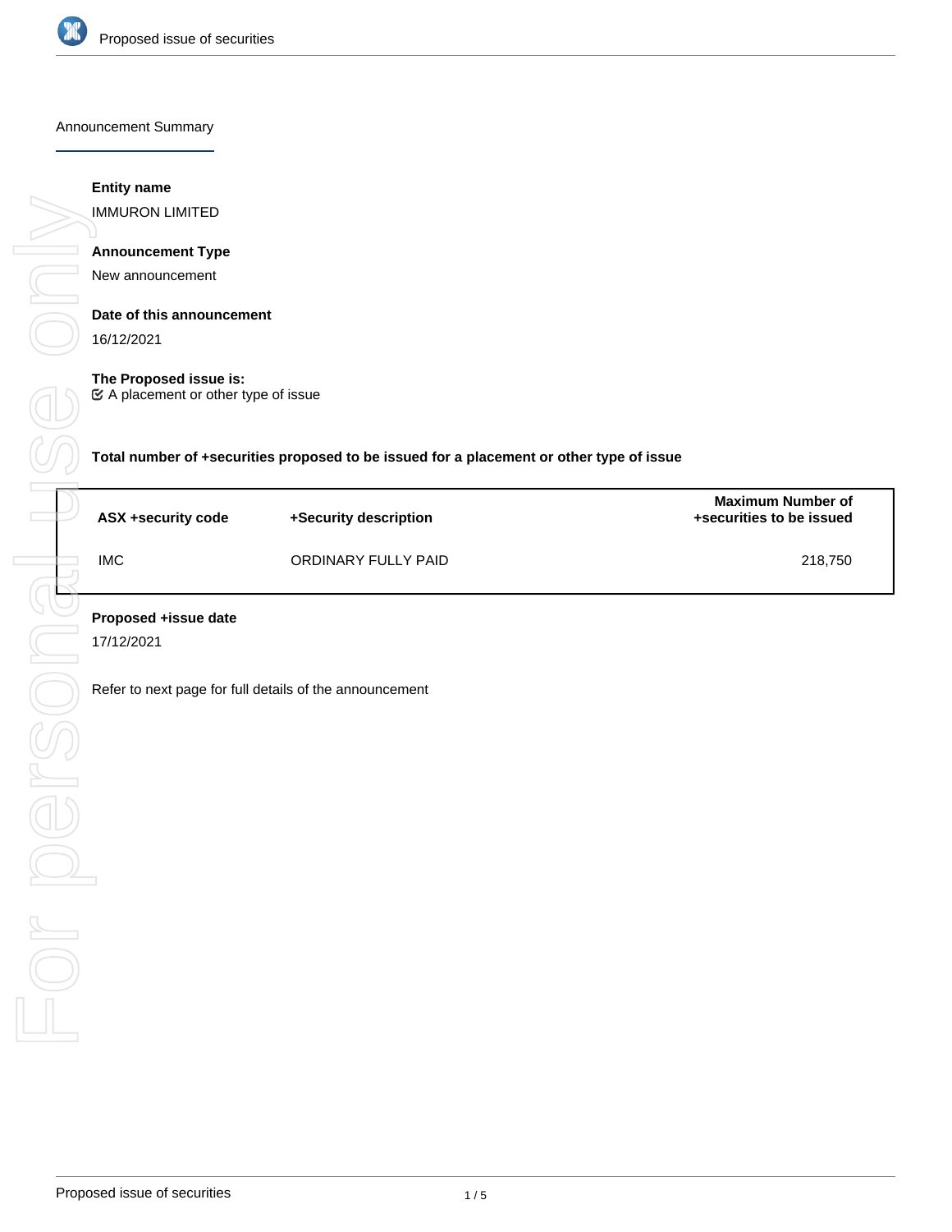# Announcement Summary

**Entity name**

IMMURON LIMITED

**Announcement Type**

New announcement

**Date of this announcement**

16/12/2021

**The Proposed issue is:**

☑ A placement or other type of issue

**Total number of +securities proposed to be issued for a placement or other type of issue**

| ASX +security code | +Security description | Maximum Number of +securities to be issued |
|---|---|---|
| IMC | ORDINARY FULLY PAID | 218,750 |

**Proposed +issue date**

17/12/2021

Refer to next page for full details of the announcement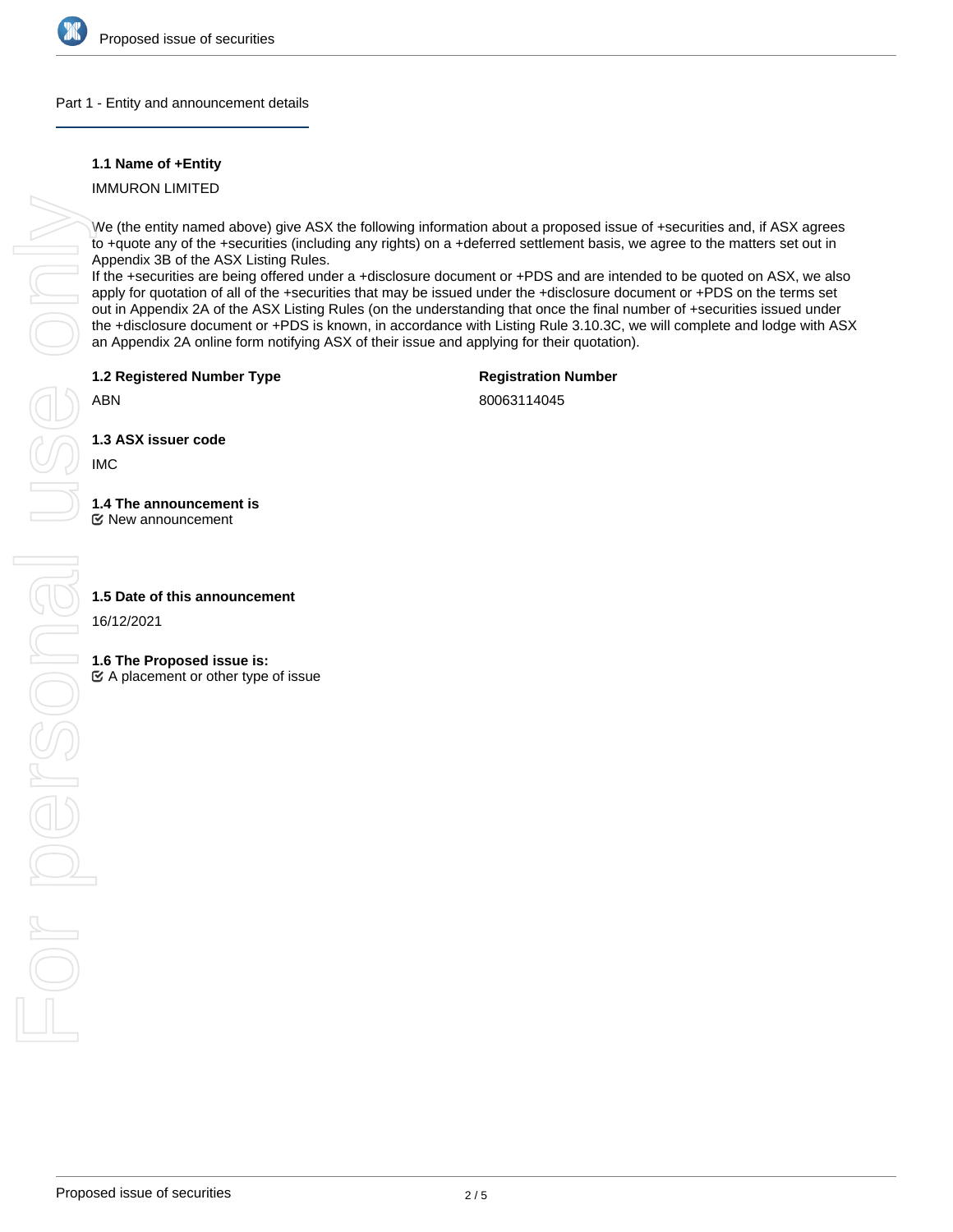## Part 1 - Entity and announcement details

**1.1 Name of +Entity**

IMMURON LIMITED

We (the entity named above) give ASX the following information about a proposed issue of +securities and, if ASX agrees to +quote any of the +securities (including any rights) on a +deferred settlement basis, we agree to the matters set out in Appendix 3B of the ASX Listing Rules.
If the +securities are being offered under a +disclosure document or +PDS and are intended to be quoted on ASX, we also apply for quotation of all of the +securities that may be issued under the +disclosure document or +PDS on the terms set out in Appendix 2A of the ASX Listing Rules (on the understanding that once the final number of +securities issued under the +disclosure document or +PDS is known, in accordance with Listing Rule 3.10.3C, we will complete and lodge with ASX an Appendix 2A online form notifying ASX of their issue and applying for their quotation).

**1.2 Registered Number Type**

ABN

**Registration Number**

80063114045

**1.3 ASX issuer code**

IMC

**1.4 The announcement is**

☑ New announcement

**1.5 Date of this announcement**

16/12/2021

**1.6 The Proposed issue is:**

☑ A placement or other type of issue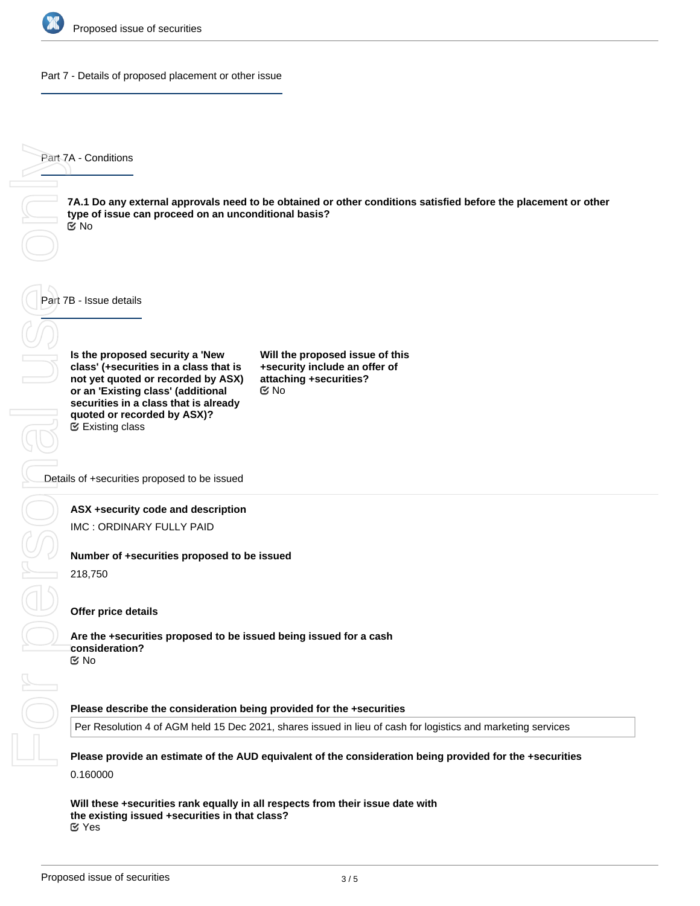## Part 7 - Details of proposed placement or other issue

### Part 7A - Conditions

**7A.1 Do any external approvals need to be obtained or other conditions satisfied before the placement or other type of issue can proceed on an unconditional basis?**
No

### Part 7B - Issue details

**Is the proposed security a 'New class' (+securities in a class that is not yet quoted or recorded by ASX) or an 'Existing class' (additional securities in a class that is already quoted or recorded by ASX)?**
Existing class

**Will the proposed issue of this +security include an offer of attaching +securities?**
No

#### Details of +securities proposed to be issued

**ASX +security code and description**

IMC : ORDINARY FULLY PAID

**Number of +securities proposed to be issued**

218,750

**Offer price details**

**Are the +securities proposed to be issued being issued for a cash consideration?**
No

**Please describe the consideration being provided for the +securities**

Per Resolution 4 of AGM held 15 Dec 2021, shares issued in lieu of cash for logistics and marketing services

**Please provide an estimate of the AUD equivalent of the consideration being provided for the +securities**

0.160000

**Will these +securities rank equally in all respects from their issue date with the existing issued +securities in that class?**
Yes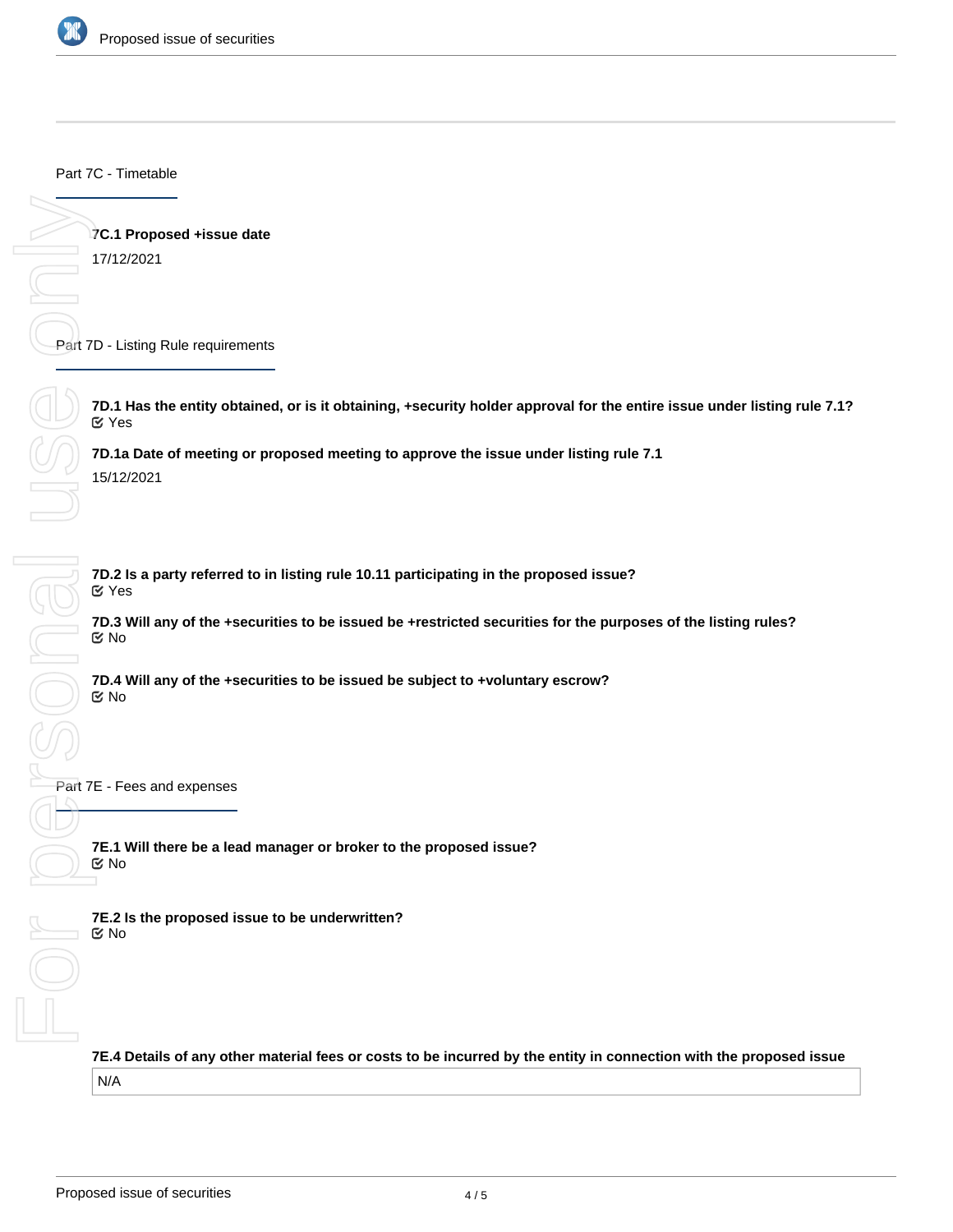## Part 7C - Timetable

**7C.1 Proposed +issue date**

17/12/2021

## Part 7D - Listing Rule requirements

**7D.1 Has the entity obtained, or is it obtaining, +security holder approval for the entire issue under listing rule 7.1?**

Yes

**7D.1a Date of meeting or proposed meeting to approve the issue under listing rule 7.1**

15/12/2021

**7D.2 Is a party referred to in listing rule 10.11 participating in the proposed issue?**

Yes

**7D.3 Will any of the +securities to be issued be +restricted securities for the purposes of the listing rules?**

No

**7D.4 Will any of the +securities to be issued be subject to +voluntary escrow?**

No

## Part 7E - Fees and expenses

**7E.1 Will there be a lead manager or broker to the proposed issue?**

No

**7E.2 Is the proposed issue to be underwritten?**

No

**7E.4 Details of any other material fees or costs to be incurred by the entity in connection with the proposed issue**

N/A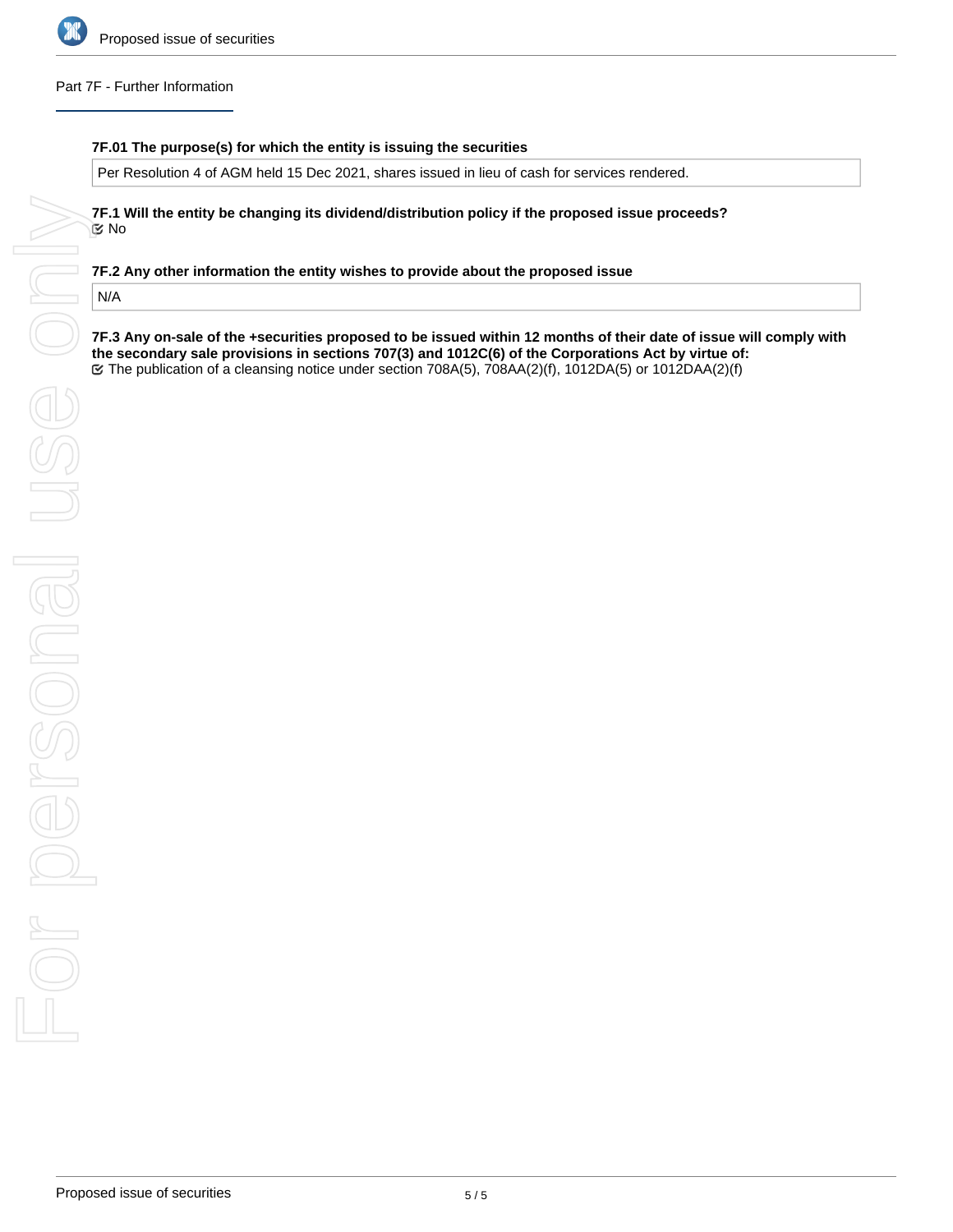## Part 7F - Further Information

**7F.01 The purpose(s) for which the entity is issuing the securities**

Per Resolution 4 of AGM held 15 Dec 2021, shares issued in lieu of cash for services rendered.

**7F.1 Will the entity be changing its dividend/distribution policy if the proposed issue proceeds?**

☑ No

**7F.2 Any other information the entity wishes to provide about the proposed issue**

N/A

**7F.3 Any on-sale of the +securities proposed to be issued within 12 months of their date of issue will comply with the secondary sale provisions in sections 707(3) and 1012C(6) of the Corporations Act by virtue of:**

☑ The publication of a cleansing notice under section 708A(5), 708AA(2)(f), 1012DA(5) or 1012DAA(2)(f)